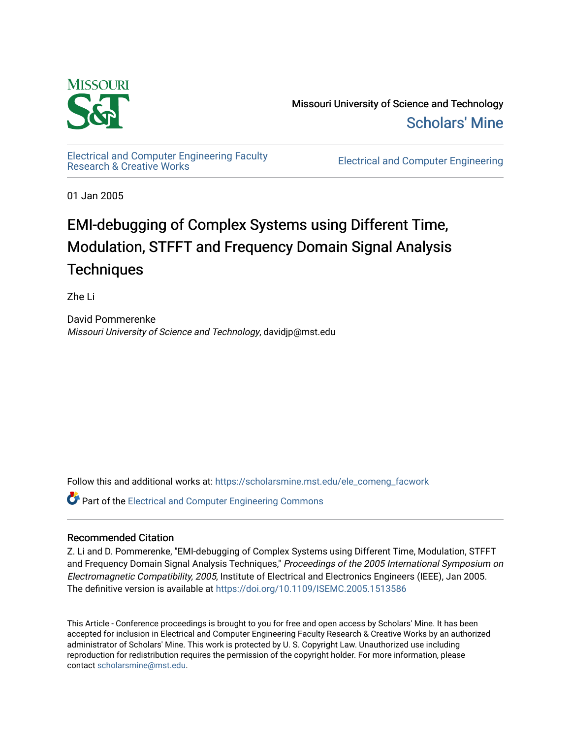Missouri University of Science and Technology

Scholars' Mine

Electrical and Computer Engineering Faculty Research & Creative Works

Electrical and Computer Engineering

01 Jan 2005

# EMI-debugging of Complex Systems using Different Time, Modulation, STFFT and Frequency Domain Signal Analysis Techniques

Zhe Li

David Pommerenke
*Missouri University of Science and Technology*, davidjp@mst.edu

Follow this and additional works at: https://scholarsmine.mst.edu/ele_comeng_facwork

Part of the Electrical and Computer Engineering Commons

## Recommended Citation

Z. Li and D. Pommerenke, "EMI-debugging of Complex Systems using Different Time, Modulation, STFFT and Frequency Domain Signal Analysis Techniques," *Proceedings of the 2005 International Symposium on Electromagnetic Compatibility, 2005*, Institute of Electrical and Electronics Engineers (IEEE), Jan 2005.
The definitive version is available at https://doi.org/10.1109/ISEMC.2005.1513586

This Article - Conference proceedings is brought to you for free and open access by Scholars' Mine. It has been accepted for inclusion in Electrical and Computer Engineering Faculty Research & Creative Works by an authorized administrator of Scholars' Mine. This work is protected by U. S. Copyright Law. Unauthorized use including reproduction for redistribution requires the permission of the copyright holder. For more information, please contact scholarsmine@mst.edu.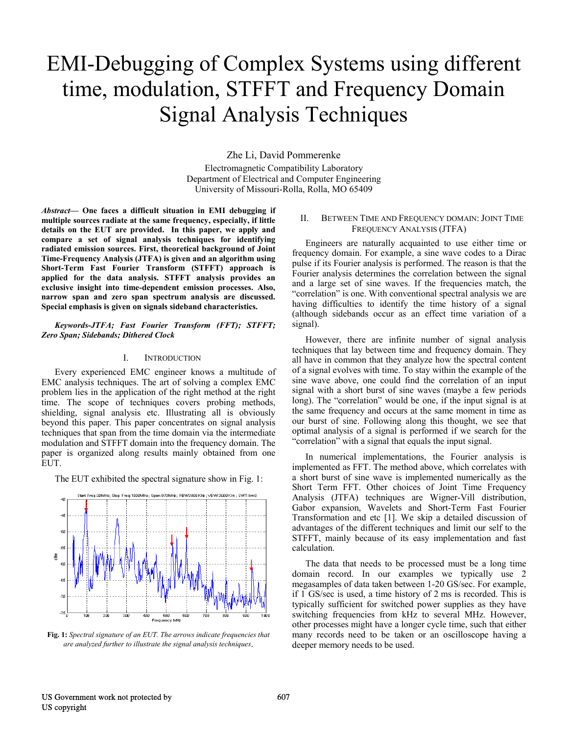# EMI-Debugging of Complex Systems using different time, modulation, STFFT and Frequency Domain Signal Analysis Techniques

Zhe Li, David Pommerenke

Electromagnetic Compatibility Laboratory
Department of Electrical and Computer Engineering
University of Missouri-Rolla, Rolla, MO 65409

***Abstract*— One faces a difficult situation in EMI debugging if multiple sources radiate at the same frequency, especially, if little details on the EUT are provided. In this paper, we apply and compare a set of signal analysis techniques for identifying radiated emission sources. First, theoretical background of Joint Time-Frequency Analysis (JTFA) is given and an algorithm using Short-Term Fast Fourier Transform (STFFT) approach is applied for the data analysis. STFFT analysis provides an exclusive insight into time-dependent emission processes. Also, narrow span and zero span spectrum analysis are discussed. Special emphasis is given on signals sideband characteristics.**

***Keywords-JTFA; Fast Fourier Transform (FFT); STFFT; Zero Span; Sidebands; Dithered Clock***

## I. Introduction

Every experienced EMC engineer knows a multitude of EMC analysis techniques. The art of solving a complex EMC problem lies in the application of the right method at the right time. The scope of techniques covers probing methods, shielding, signal analysis etc. Illustrating all is obviously beyond this paper. This paper concentrates on signal analysis techniques that span from the time domain via the intermediate modulation and STFFT domain into the frequency domain. The paper is organized along results mainly obtained from one EUT.

The EUT exhibited the spectral signature show in Fig. 1:

Start Freq:30MHz; Stop Freq:1000MHz; Span:970MHz; RBW3000KHz; VBW3000KHz; SWT:5mS

dBm

Frequency MHz

-40
-45
-50
-55
-60
-65
-70
-75

0 100 200 300 400 500 600 700 800 900 1000

**Fig. 1:** *Spectral signature of an EUT. The arrows indicate frequencies that are analyzed further to illustrate the signal analysis techniques*.

## II. Between Time and Frequency domain: Joint Time Frequency Analysis (JTFA)

Engineers are naturally acquainted to use either time or frequency domain. For example, a sine wave codes to a Dirac pulse if its Fourier analysis is performed. The reason is that the Fourier analysis determines the correlation between the signal and a large set of sine waves. If the frequencies match, the "correlation" is one. With conventional spectral analysis we are having difficulties to identify the time history of a signal (although sidebands occur as an effect time variation of a signal).

However, there are infinite number of signal analysis techniques that lay between time and frequency domain. They all have in common that they analyze how the spectral content of a signal evolves with time. To stay within the example of the sine wave above, one could find the correlation of an input signal with a short burst of sine waves (maybe a few periods long). The "correlation" would be one, if the input signal is at the same frequency and occurs at the same moment in time as our burst of sine. Following along this thought, we see that optimal analysis of a signal is performed if we search for the "correlation" with a signal that equals the input signal.

In numerical implementations, the Fourier analysis is implemented as FFT. The method above, which correlates with a short burst of sine wave is implemented numerically as the Short Term FFT. Other choices of Joint Time Frequency Analysis (JTFA) techniques are Wigner-Vill distribution, Gabor expansion, Wavelets and Short-Term Fast Fourier Transformation and etc [1]. We skip a detailed discussion of advantages of the different techniques and limit our self to the STFFT, mainly because of its easy implementation and fast calculation.

The data that needs to be processed must be a long time domain record. In our examples we typically use 2 megasamples of data taken between 1-20 GS/sec. For example, if 1 GS/sec is used, a time history of 2 ms is recorded. This is typically sufficient for switched power supplies as they have switching frequencies from kHz to several MHz. However, other processes might have a longer cycle time, such that either many records need to be taken or an oscilloscope having a deeper memory needs to be used.

US Government work not protected by US copyright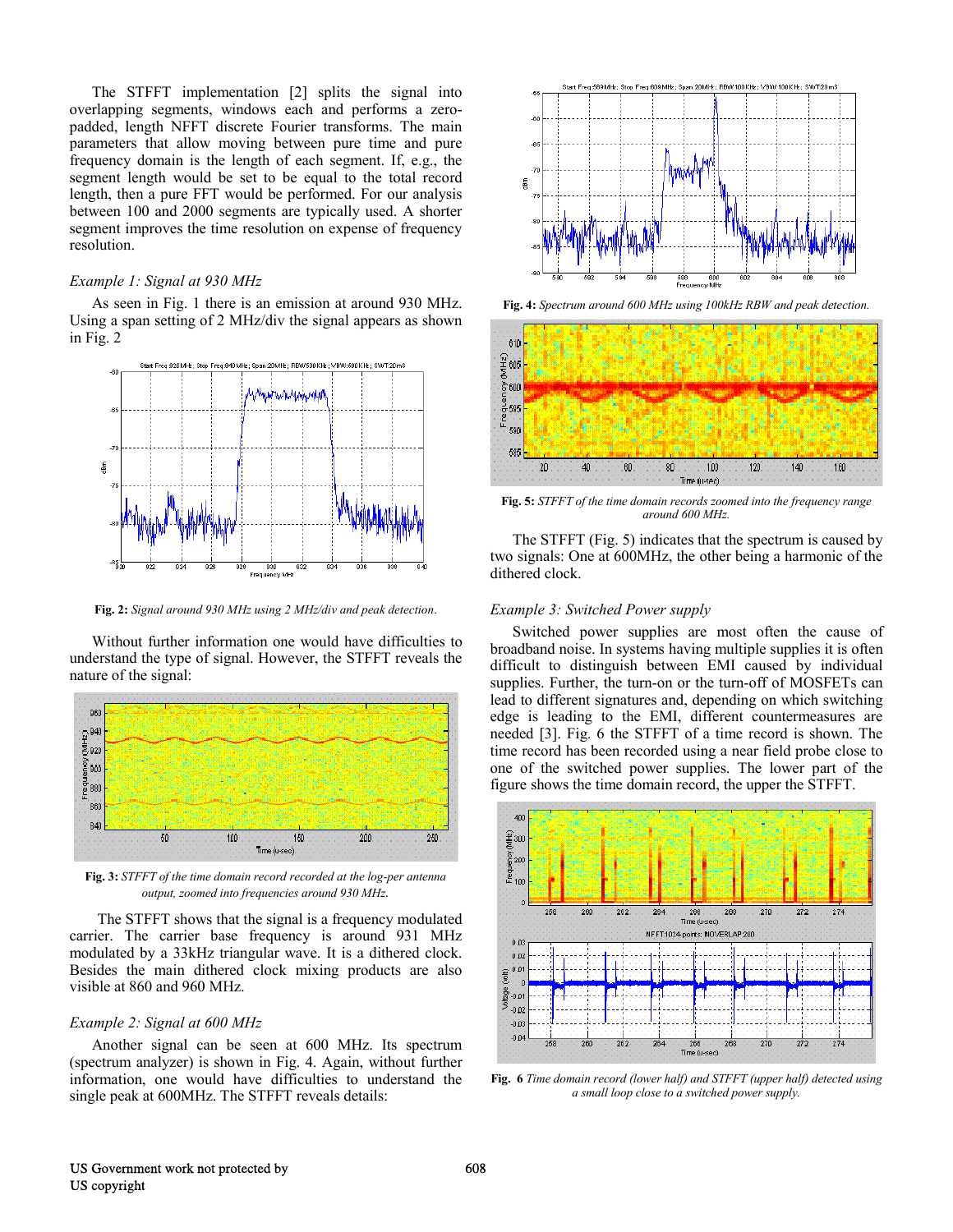The STFFT implementation [2] splits the signal into overlapping segments, windows each and performs a zero-padded, length NFFT discrete Fourier transforms. The main parameters that allow moving between pure time and pure frequency domain is the length of each segment. If, e.g., the segment length would be set to be equal to the total record length, then a pure FFT would be performed. For our analysis between 100 and 2000 segments are typically used. A shorter segment improves the time resolution on expense of frequency resolution.

*Example 1: Signal at 930 MHz*

As seen in Fig. 1 there is an emission at around 930 MHz. Using a span setting of 2 MHz/div the signal appears as shown in Fig. 2

**Fig. 2:** *Signal around 930 MHz using 2 MHz/div and peak detection.*

Without further information one would have difficulties to understand the type of signal. However, the STFFT reveals the nature of the signal:

**Fig. 3:** *STFFT of the time domain record recorded at the log-per antenna output, zoomed into frequencies around 930 MHz.*

The STFFT shows that the signal is a frequency modulated carrier. The carrier base frequency is around 931 MHz modulated by a 33kHz triangular wave. It is a dithered clock. Besides the main dithered clock mixing products are also visible at 860 and 960 MHz.

*Example 2: Signal at 600 MHz*

Another signal can be seen at 600 MHz. Its spectrum (spectrum analyzer) is shown in Fig. 4. Again, without further information, one would have difficulties to understand the single peak at 600MHz. The STFFT reveals details:

**Fig. 4:** *Spectrum around 600 MHz using 100kHz RBW and peak detection.*

**Fig. 5:** *STFFT of the time domain records zoomed into the frequency range around 600 MHz.*

The STFFT (Fig. 5) indicates that the spectrum is caused by two signals: One at 600MHz, the other being a harmonic of the dithered clock.

*Example 3: Switched Power supply*

Switched power supplies are most often the cause of broadband noise. In systems having multiple supplies it is often difficult to distinguish between EMI caused by individual supplies. Further, the turn-on or the turn-off of MOSFETs can lead to different signatures and, depending on which switching edge is leading to the EMI, different countermeasures are needed [3]. Fig. 6 the STFFT of a time record is shown. The time record has been recorded using a near field probe close to one of the switched power supplies. The lower part of the figure shows the time domain record, the upper the STFFT.

**Fig. 6** *Time domain record (lower half) and STFFT (upper half) detected using a small loop close to a switched power supply.*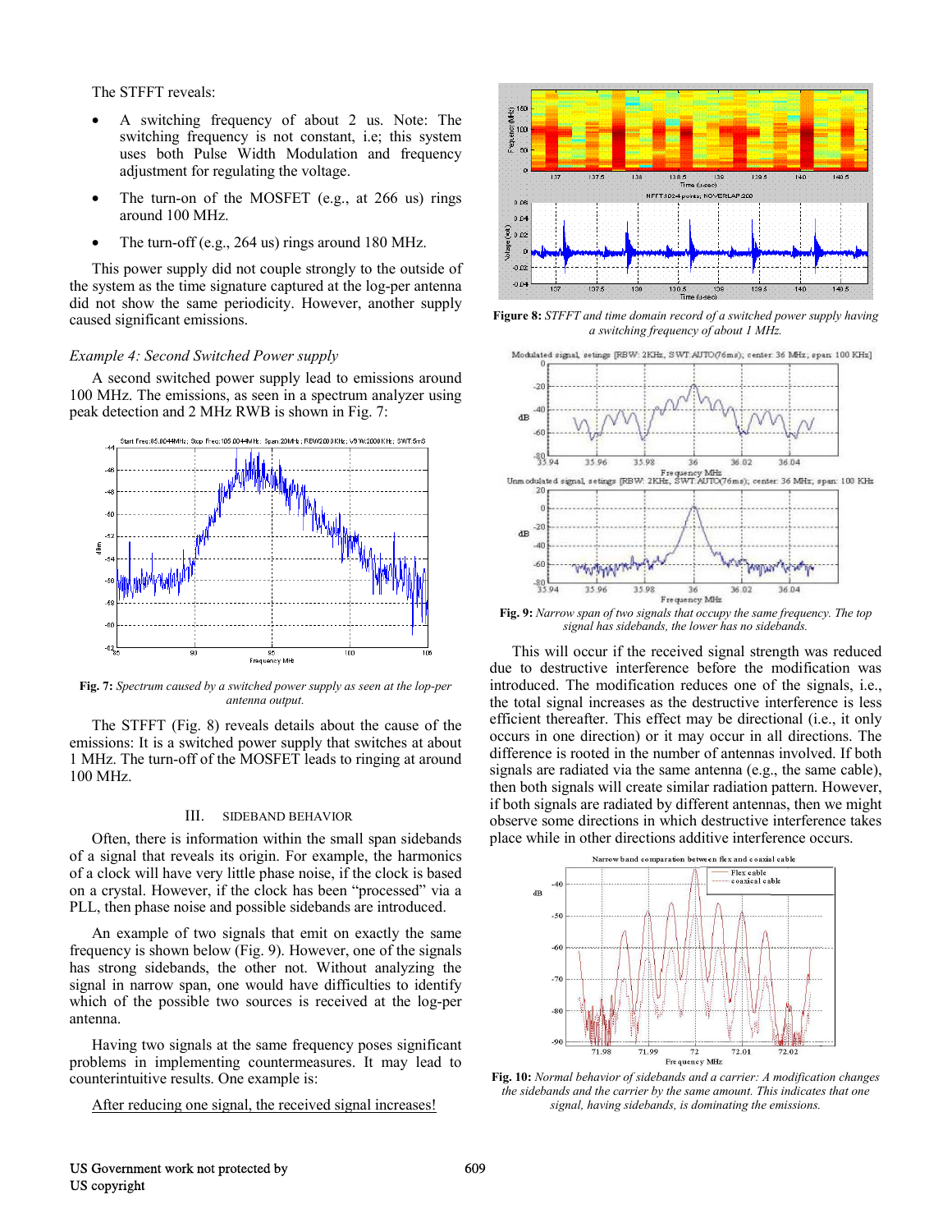The STFFT reveals:

- A switching frequency of about 2 us. Note: The switching frequency is not constant, i.e; this system uses both Pulse Width Modulation and frequency adjustment for regulating the voltage.
- The turn-on of the MOSFET (e.g., at 266 us) rings around 100 MHz.
- The turn-off (e.g., 264 us) rings around 180 MHz.

This power supply did not couple strongly to the outside of the system as the time signature captured at the log-per antenna did not show the same periodicity. However, another supply caused significant emissions.

*Example 4: Second Switched Power supply*

A second switched power supply lead to emissions around 100 MHz. The emissions, as seen in a spectrum analyzer using peak detection and 2 MHz RWB is shown in Fig. 7:

**Fig. 7:** *Spectrum caused by a switched power supply as seen at the lop-per antenna output.*

The STFFT (Fig. 8) reveals details about the cause of the emissions: It is a switched power supply that switches at about 1 MHz. The turn-off of the MOSFET leads to ringing at around 100 MHz.

**Figure 8:** *STFFT and time domain record of a switched power supply having a switching frequency of about 1 MHz.*

## III. Sideband Behavior

Often, there is information within the small span sidebands of a signal that reveals its origin. For example, the harmonics of a clock will have very little phase noise, if the clock is based on a crystal. However, if the clock has been "processed" via a PLL, then phase noise and possible sidebands are introduced.

An example of two signals that emit on exactly the same frequency is shown below (Fig. 9). However, one of the signals has strong sidebands, the other not. Without analyzing the signal in narrow span, one would have difficulties to identify which of the possible two sources is received at the log-per antenna.

**Fig. 9:** *Narrow span of two signals that occupy the same frequency. The top signal has sidebands, the lower has no sidebands.*

Having two signals at the same frequency poses significant problems in implementing countermeasures. It may lead to counterintuitive results. One example is:

<u>After reducing one signal, the received signal increases!</u>

This will occur if the received signal strength was reduced due to destructive interference before the modification was introduced. The modification reduces one of the signals, i.e., the total signal increases as the destructive interference is less efficient thereafter. This effect may be directional (i.e., it only occurs in one direction) or it may occur in all directions. The difference is rooted in the number of antennas involved. If both signals are radiated via the same antenna (e.g., the same cable), then both signals will create similar radiation pattern. However, if both signals are radiated by different antennas, then we might observe some directions in which destructive interference takes place while in other directions additive interference occurs.

**Fig. 10:** *Normal behavior of sidebands and a carrier: A modification changes the sidebands and the carrier by the same amount. This indicates that one signal, having sidebands, is dominating the emissions.*

US Government work not protected by US copyright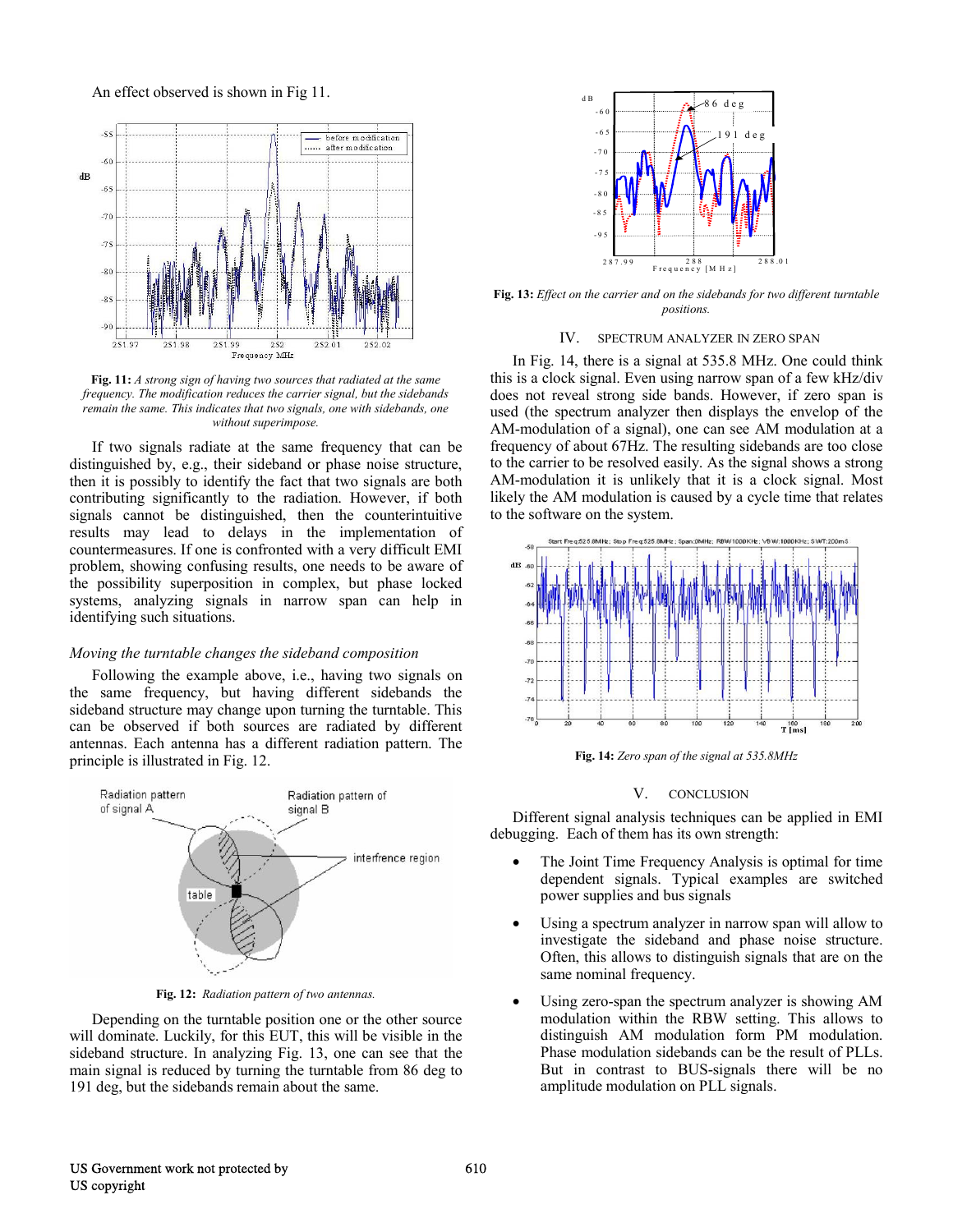An effect observed is shown in Fig 11.

**Fig. 11:** *A strong sign of having two sources that radiated at the same frequency. The modification reduces the carrier signal, but the sidebands remain the same. This indicates that two signals, one with sidebands, one without superimpose.*

If two signals radiate at the same frequency that can be distinguished by, e.g., their sideband or phase noise structure, then it is possibly to identify the fact that two signals are both contributing significantly to the radiation. However, if both signals cannot be distinguished, then the counterintuitive results may lead to delays in the implementation of countermeasures. If one is confronted with a very difficult EMI problem, showing confusing results, one needs to be aware of the possibility superposition in complex, but phase locked systems, analyzing signals in narrow span can help in identifying such situations.

*Moving the turntable changes the sideband composition*

Following the example above, i.e., having two signals on the same frequency, but having different sidebands the sideband structure may change upon turning the turntable. This can be observed if both sources are radiated by different antennas. Each antenna has a different radiation pattern. The principle is illustrated in Fig. 12.

**Fig. 12:** *Radiation pattern of two antennas.*

Depending on the turntable position one or the other source will dominate. Luckily, for this EUT, this will be visible in the sideband structure. In analyzing Fig. 13, one can see that the main signal is reduced by turning the turntable from 86 deg to 191 deg, but the sidebands remain about the same.

**Fig. 13:** *Effect on the carrier and on the sidebands for two different turntable positions.*

## IV. Spectrum Analyzer in Zero Span

In Fig. 14, there is a signal at 535.8 MHz. One could think this is a clock signal. Even using narrow span of a few kHz/div does not reveal strong side bands. However, if zero span is used (the spectrum analyzer then displays the envelop of the AM-modulation of a signal), one can see AM modulation at a frequency of about 67Hz. The resulting sidebands are too close to the carrier to be resolved easily. As the signal shows a strong AM-modulation it is unlikely that it is a clock signal. Most likely the AM modulation is caused by a cycle time that relates to the software on the system.

**Fig. 14:** *Zero span of the signal at 535.8MHz*

## V. Conclusion

Different signal analysis techniques can be applied in EMI debugging. Each of them has its own strength:

- The Joint Time Frequency Analysis is optimal for time dependent signals. Typical examples are switched power supplies and bus signals
- Using a spectrum analyzer in narrow span will allow to investigate the sideband and phase noise structure. Often, this allows to distinguish signals that are on the same nominal frequency.
- Using zero-span the spectrum analyzer is showing AM modulation within the RBW setting. This allows to distinguish AM modulation form PM modulation. Phase modulation sidebands can be the result of PLLs. But in contrast to BUS-signals there will be no amplitude modulation on PLL signals.

US Government work not protected by US copyright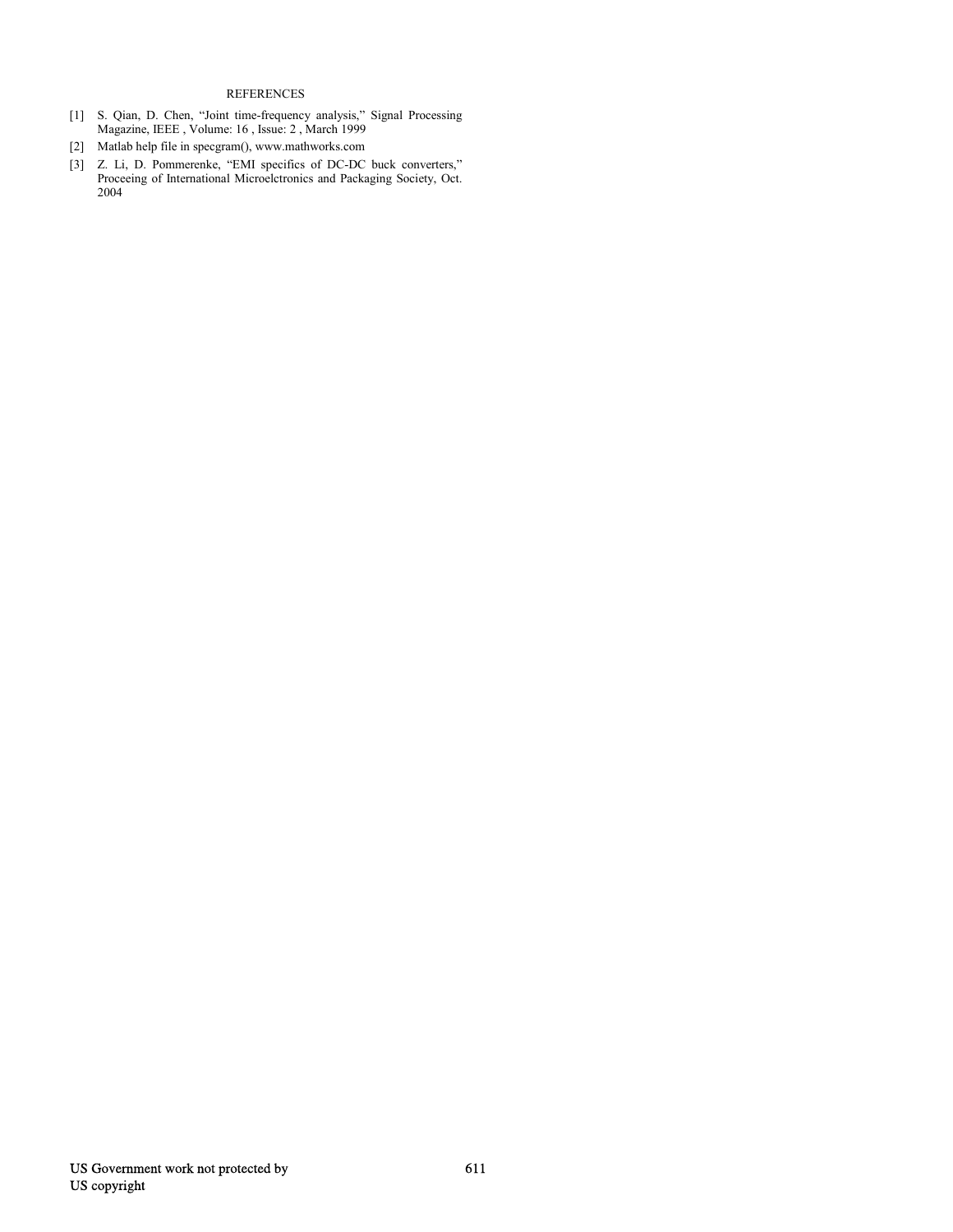## REFERENCES

[1] S. Qian, D. Chen, "Joint time-frequency analysis," Signal Processing Magazine, IEEE , Volume: 16 , Issue: 2 , March 1999

[2] Matlab help file in specgram(), www.mathworks.com

[3] Z. Li, D. Pommerenke, "EMI specifics of DC-DC buck converters," Proceeing of International Microelctronics and Packaging Society, Oct. 2004

US Government work not protected by US copyright